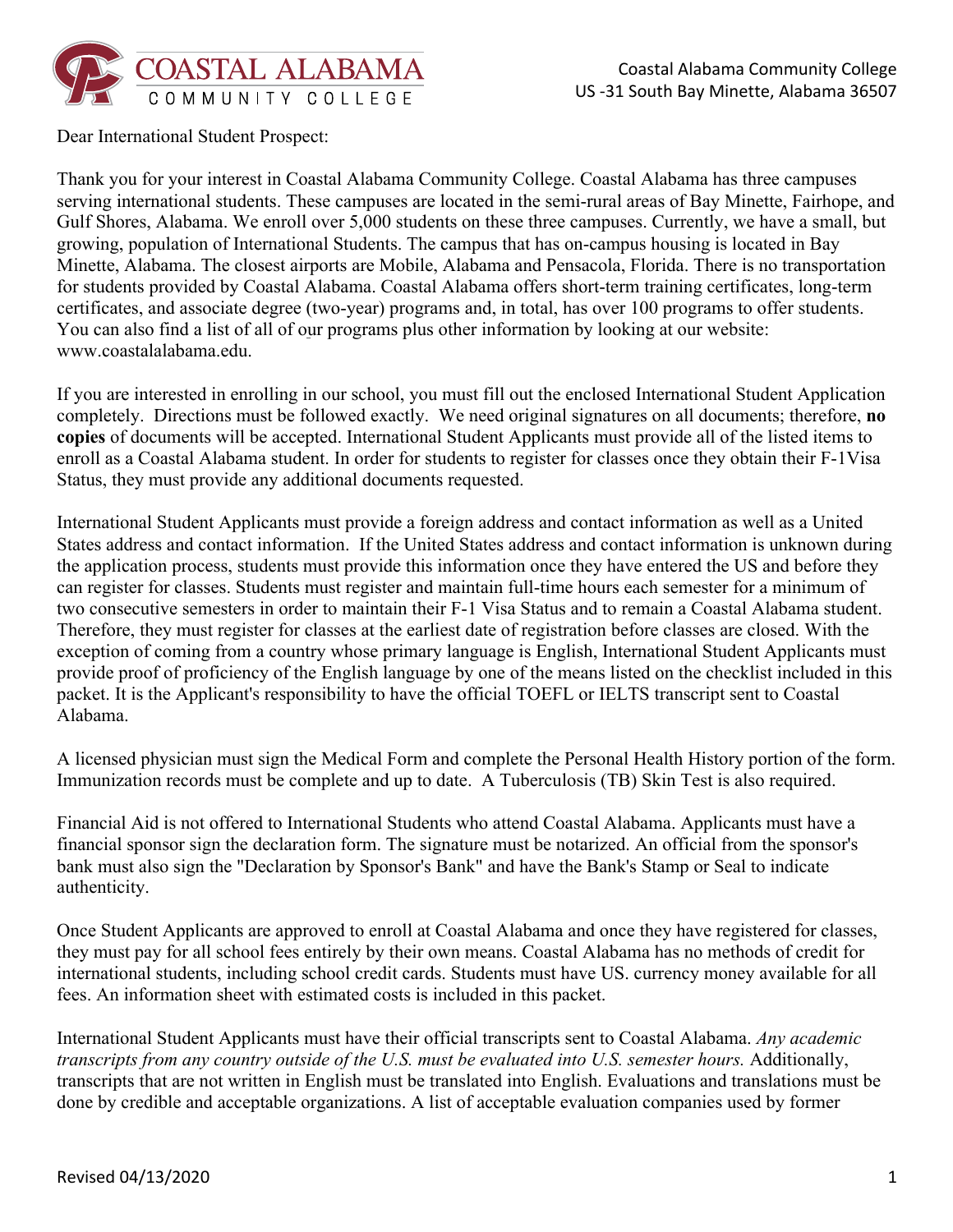Coastal Alabama Community College
US -31 South Bay Minette, Alabama 36507

Dear International Student Prospect:

Thank you for your interest in Coastal Alabama Community College. Coastal Alabama has three campuses serving international students. These campuses are located in the semi-rural areas of Bay Minette, Fairhope, and Gulf Shores, Alabama. We enroll over 5,000 students on these three campuses. Currently, we have a small, but growing, population of International Students. The campus that has on-campus housing is located in Bay Minette, Alabama. The closest airports are Mobile, Alabama and Pensacola, Florida. There is no transportation for students provided by Coastal Alabama. Coastal Alabama offers short-term training certificates, long-term certificates, and associate degree (two-year) programs and, in total, has over 100 programs to offer students. You can also find a list of all of our programs plus other information by looking at our website: www.coastalalabama.edu.

If you are interested in enrolling in our school, you must fill out the enclosed International Student Application completely. Directions must be followed exactly. We need original signatures on all documents; therefore, **no copies** of documents will be accepted. International Student Applicants must provide all of the listed items to enroll as a Coastal Alabama student. In order for students to register for classes once they obtain their F-1Visa Status, they must provide any additional documents requested.

International Student Applicants must provide a foreign address and contact information as well as a United States address and contact information. If the United States address and contact information is unknown during the application process, students must provide this information once they have entered the US and before they can register for classes. Students must register and maintain full-time hours each semester for a minimum of two consecutive semesters in order to maintain their F-1 Visa Status and to remain a Coastal Alabama student. Therefore, they must register for classes at the earliest date of registration before classes are closed. With the exception of coming from a country whose primary language is English, International Student Applicants must provide proof of proficiency of the English language by one of the means listed on the checklist included in this packet. It is the Applicant's responsibility to have the official TOEFL or IELTS transcript sent to Coastal Alabama.

A licensed physician must sign the Medical Form and complete the Personal Health History portion of the form. Immunization records must be complete and up to date. A Tuberculosis (TB) Skin Test is also required.

Financial Aid is not offered to International Students who attend Coastal Alabama. Applicants must have a financial sponsor sign the declaration form. The signature must be notarized. An official from the sponsor's bank must also sign the "Declaration by Sponsor's Bank" and have the Bank's Stamp or Seal to indicate authenticity.

Once Student Applicants are approved to enroll at Coastal Alabama and once they have registered for classes, they must pay for all school fees entirely by their own means. Coastal Alabama has no methods of credit for international students, including school credit cards. Students must have US. currency money available for all fees. An information sheet with estimated costs is included in this packet.

International Student Applicants must have their official transcripts sent to Coastal Alabama. *Any academic transcripts from any country outside of the U.S. must be evaluated into U.S. semester hours.* Additionally, transcripts that are not written in English must be translated into English. Evaluations and translations must be done by credible and acceptable organizations. A list of acceptable evaluation companies used by former

Revised 04/13/2020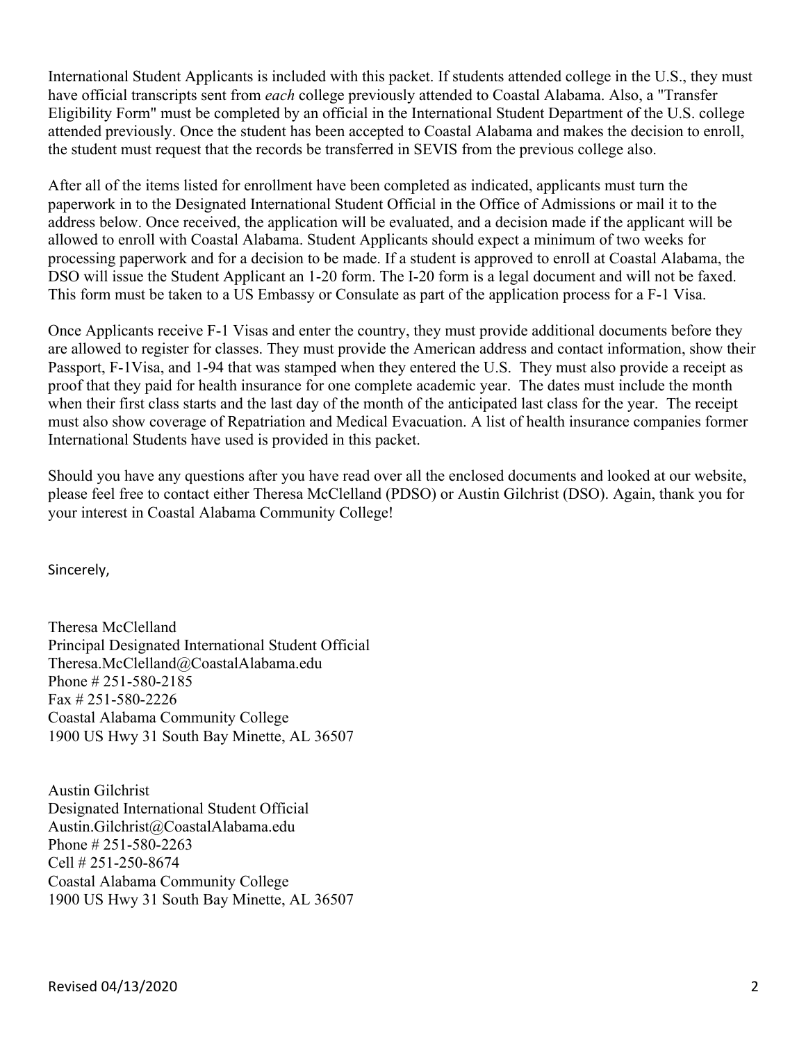International Student Applicants is included with this packet. If students attended college in the U.S., they must have official transcripts sent from *each* college previously attended to Coastal Alabama. Also, a "Transfer Eligibility Form" must be completed by an official in the International Student Department of the U.S. college attended previously. Once the student has been accepted to Coastal Alabama and makes the decision to enroll, the student must request that the records be transferred in SEVIS from the previous college also.

After all of the items listed for enrollment have been completed as indicated, applicants must turn the paperwork in to the Designated International Student Official in the Office of Admissions or mail it to the address below. Once received, the application will be evaluated, and a decision made if the applicant will be allowed to enroll with Coastal Alabama. Student Applicants should expect a minimum of two weeks for processing paperwork and for a decision to be made. If a student is approved to enroll at Coastal Alabama, the DSO will issue the Student Applicant an 1-20 form. The I-20 form is a legal document and will not be faxed. This form must be taken to a US Embassy or Consulate as part of the application process for a F-1 Visa.

Once Applicants receive F-1 Visas and enter the country, they must provide additional documents before they are allowed to register for classes. They must provide the American address and contact information, show their Passport, F-1Visa, and 1-94 that was stamped when they entered the U.S. They must also provide a receipt as proof that they paid for health insurance for one complete academic year. The dates must include the month when their first class starts and the last day of the month of the anticipated last class for the year. The receipt must also show coverage of Repatriation and Medical Evacuation. A list of health insurance companies former International Students have used is provided in this packet.

Should you have any questions after you have read over all the enclosed documents and looked at our website, please feel free to contact either Theresa McClelland (PDSO) or Austin Gilchrist (DSO). Again, thank you for your interest in Coastal Alabama Community College!

Sincerely,

Theresa McClelland
Principal Designated International Student Official
Theresa.McClelland@CoastalAlabama.edu
Phone # 251-580-2185
Fax # 251-580-2226
Coastal Alabama Community College
1900 US Hwy 31 South Bay Minette, AL 36507

Austin Gilchrist
Designated International Student Official
Austin.Gilchrist@CoastalAlabama.edu
Phone # 251-580-2263
Cell # 251-250-8674
Coastal Alabama Community College
1900 US Hwy 31 South Bay Minette, AL 36507

Revised 04/13/2020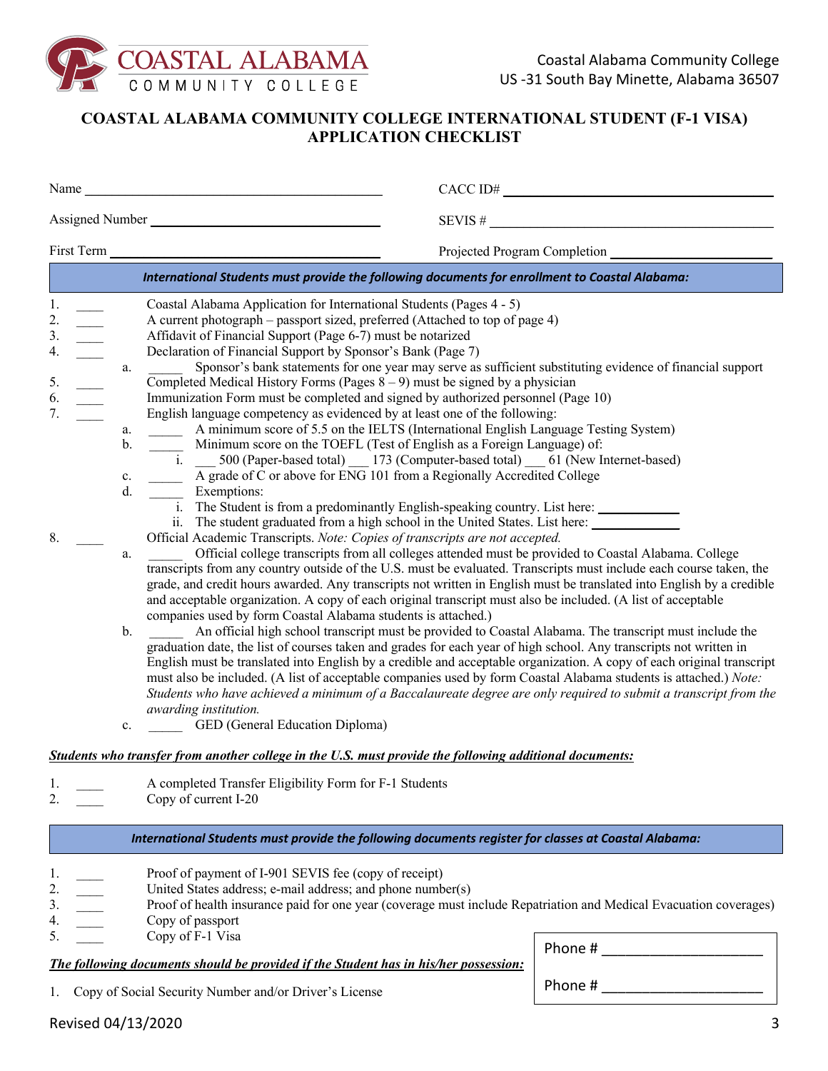Coastal Alabama Community College
US -31 South Bay Minette, Alabama 36507

# COASTAL ALABAMA COMMUNITY COLLEGE INTERNATIONAL STUDENT (F-1 VISA) APPLICATION CHECKLIST

Name ________________________________ CACC ID# ________________________________

Assigned Number ________________________________ SEVIS # ________________________________

First Term ________________________________ Projected Program Completion ________________________________

***International Students must provide the following documents for enrollment to Coastal Alabama:***

1. ____ Coastal Alabama Application for International Students (Pages 4 - 5)
2. ____ A current photograph – passport sized, preferred (Attached to top of page 4)
3. ____ Affidavit of Financial Support (Page 6-7) must be notarized
4. ____ Declaration of Financial Support by Sponsor's Bank (Page 7)
   a. _____ Sponsor's bank statements for one year may serve as sufficient substituting evidence of financial support
5. ____ Completed Medical History Forms (Pages 8 – 9) must be signed by a physician
6. ____ Immunization Form must be completed and signed by authorized personnel (Page 10)
7. ____ English language competency as evidenced by at least one of the following:
   a. _____ A minimum score of 5.5 on the IELTS (International English Language Testing System)
   b. _____ Minimum score on the TOEFL (Test of English as a Foreign Language) of:
      i. ___ 500 (Paper-based total) ___ 173 (Computer-based total) ___ 61 (New Internet-based)
   c. _____ A grade of C or above for ENG 101 from a Regionally Accredited College
   d. _____ Exemptions:
      i. The Student is from a predominantly English-speaking country. List here: ___________
      ii. The student graduated from a high school in the United States. List here: ___________
8. ____ Official Academic Transcripts. *Note: Copies of transcripts are not accepted.*
   a. _____ Official college transcripts from all colleges attended must be provided to Coastal Alabama. College transcripts from any country outside of the U.S. must be evaluated. Transcripts must include each course taken, the grade, and credit hours awarded. Any transcripts not written in English must be translated into English by a credible and acceptable organization. A copy of each original transcript must also be included. (A list of acceptable companies used by form Coastal Alabama students is attached.)
   b. _____ An official high school transcript must be provided to Coastal Alabama. The transcript must include the graduation date, the list of courses taken and grades for each year of high school. Any transcripts not written in English must be translated into English by a credible and acceptable organization. A copy of each original transcript must also be included. (A list of acceptable companies used by form Coastal Alabama students is attached.) *Note: Students who have achieved a minimum of a Baccalaureate degree are only required to submit a transcript from the awarding institution.*
   c. _____ GED (General Education Diploma)

***Students who transfer from another college in the U.S. must provide the following additional documents:***

1. ____ A completed Transfer Eligibility Form for F-1 Students
2. ____ Copy of current I-20

***International Students must provide the following documents register for classes at Coastal Alabama:***

1. ____ Proof of payment of I-901 SEVIS fee (copy of receipt)
2. ____ United States address; e-mail address; and phone number(s)
3. ____ Proof of health insurance paid for one year (coverage must include Repatriation and Medical Evacuation coverages)
4. ____ Copy of passport
5. ____ Copy of F-1 Visa

Phone # ____________________

Phone # ____________________

***The following documents should be provided if the Student has in his/her possession:***

1. Copy of Social Security Number and/or Driver's License

Revised 04/13/2020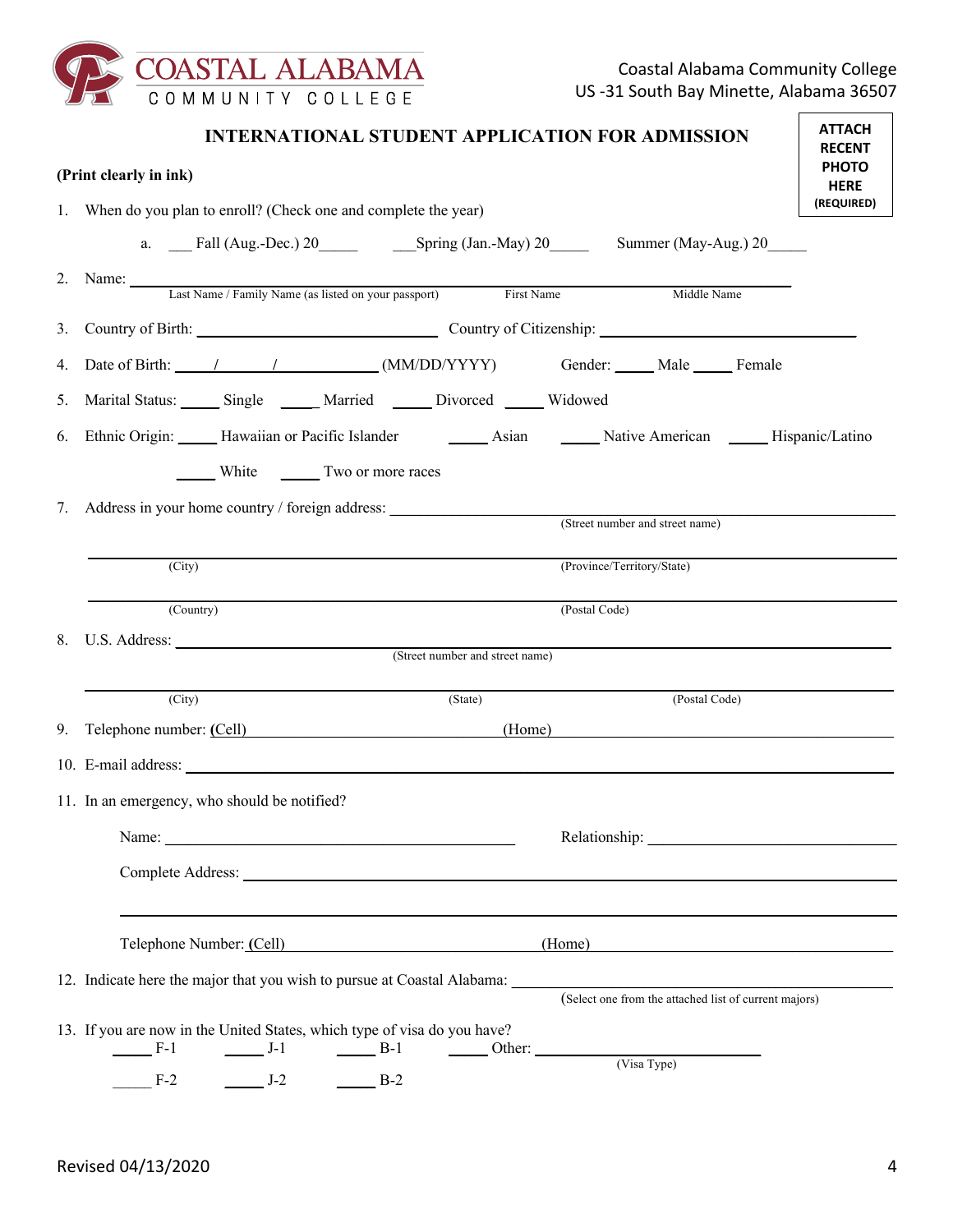COASTAL ALABAMA COMMUNITY COLLEGE

Coastal Alabama Community College
US -31 South Bay Minette, Alabama 36507

## INTERNATIONAL STUDENT APPLICATION FOR ADMISSION

**ATTACH RECENT PHOTO HERE (REQUIRED)**

**(Print clearly in ink)**

1. When do you plan to enroll? (Check one and complete the year)

   a. ___ Fall (Aug.-Dec.) 20_____ ___Spring (Jan.-May) 20_____ Summer (May-Aug.) 20_____

2. Name: ______________________________________________
   Last Name / Family Name (as listed on your passport) First Name Middle Name

3. Country of Birth: ____________________ Country of Citizenship: ____________________

4. Date of Birth: ____/____/________ (MM/DD/YYYY) Gender: _____ Male _____ Female

5. Marital Status: _____ Single _____ Married _____ Divorced _____ Widowed

6. Ethnic Origin: _____ Hawaiian or Pacific Islander _____ Asian _____ Native American _____ Hispanic/Latino

   _____ White _____ Two or more races

7. Address in your home country / foreign address: ______________________________
   (Street number and street name)

   ______________________________________________
   (City) (Province/Territory/State)

   ______________________________________________
   (Country) (Postal Code)

8. U.S. Address: ______________________________________________
   (Street number and street name)

   ______________________________________________
   (City) (State) (Postal Code)

9. Telephone number: (Cell) ____________________ (Home) ____________________

10. E-mail address: ______________________________________________

11. In an emergency, who should be notified?

    Name: ______________________________ Relationship: ____________________

    Complete Address: ______________________________________________

    ______________________________________________

    Telephone Number: (Cell) ____________________ (Home) ____________________

12. Indicate here the major that you wish to pursue at Coastal Alabama: ______________________________
    (Select one from the attached list of current majors)

13. If you are now in the United States, which type of visa do you have?

    _____ F-1 _____ J-1 _____ B-1 _____ Other: ____________________ (Visa Type)

    _____ F-2 _____ J-2 _____ B-2

Revised 04/13/2020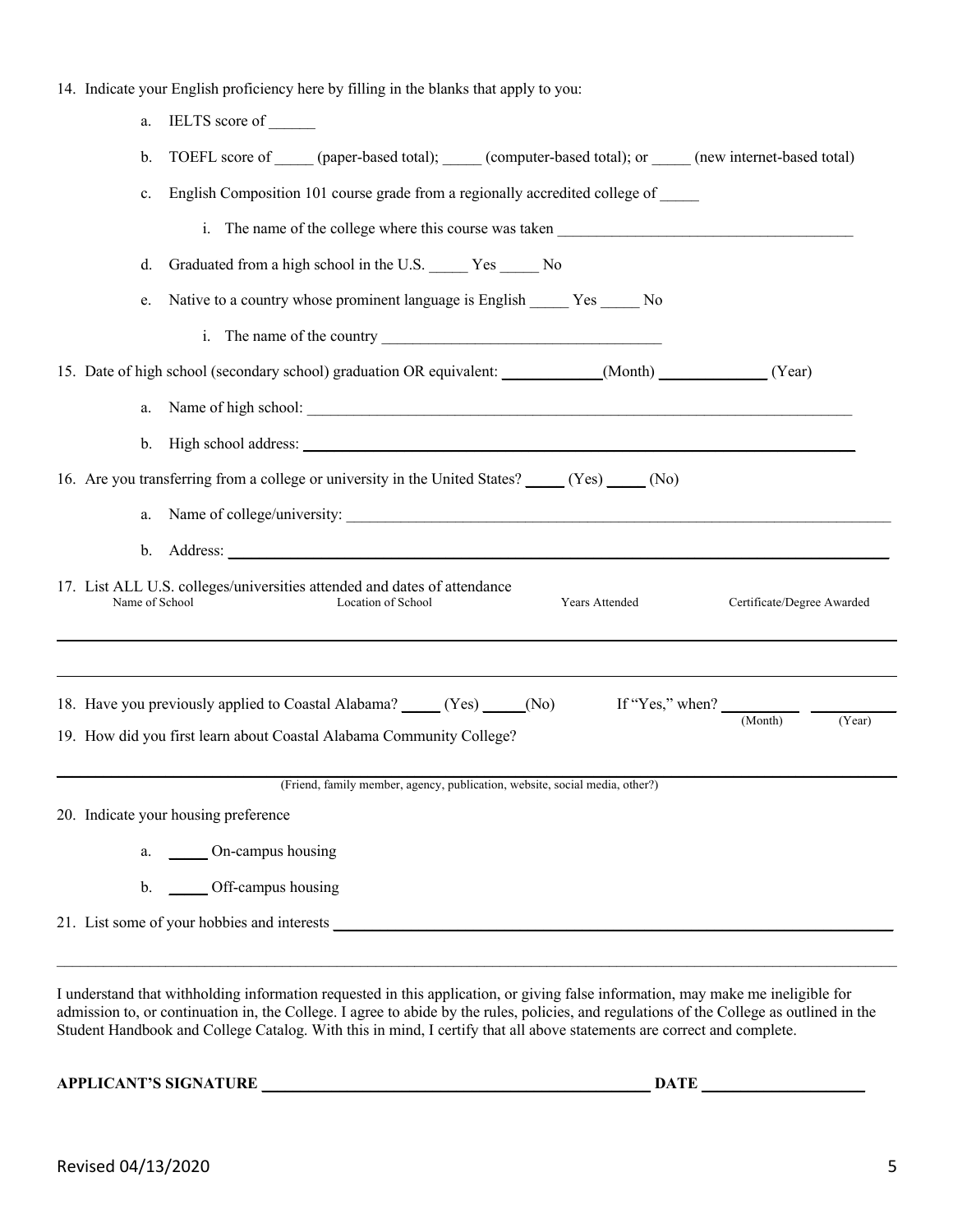14. Indicate your English proficiency here by filling in the blanks that apply to you:

    a. IELTS score of ______

    b. TOEFL score of _____ (paper-based total); _____ (computer-based total); or _____ (new internet-based total)

    c. English Composition 101 course grade from a regionally accredited college of _____

        i. The name of the college where this course was taken ______________________________________

    d. Graduated from a high school in the U.S. _____ Yes _____ No

    e. Native to a country whose prominent language is English _____ Yes _____ No

        i. The name of the country ____________________________________

15. Date of high school (secondary school) graduation OR equivalent: ____________(Month) _____________ (Year)

    a. Name of high school: ___________________________________________________________________________

    b. High school address: ___________________________________________________________________________

16. Are you transferring from a college or university in the United States? _____ (Yes) _____ (No)

    a. Name of college/university: ___________________________________________________________________

    b. Address: _______________________________________________________________________________

17. List ALL U.S. colleges/universities attended and dates of attendance

| Name of School | Location of School | Years Attended | Certificate/Degree Awarded |
| --- | --- | --- | --- |
| | | | |
| | | | |

18. Have you previously applied to Coastal Alabama? _____ (Yes) _____(No)     If "Yes," when? _________ (Month) _________ (Year)

19. How did you first learn about Coastal Alabama Community College?

______________________________________________________________________________________________
(Friend, family member, agency, publication, website, social media, other?)

20. Indicate your housing preference

    a. _____ On-campus housing

    b. _____ Off-campus housing

21. List some of your hobbies and interests ______________________________________________________________

______________________________________________________________________________________________

I understand that withholding information requested in this application, or giving false information, may make me ineligible for admission to, or continuation in, the College. I agree to abide by the rules, policies, and regulations of the College as outlined in the Student Handbook and College Catalog. With this in mind, I certify that all above statements are correct and complete.

**APPLICANT'S SIGNATURE** ______________________________________________ **DATE** ____________________

Revised 04/13/2020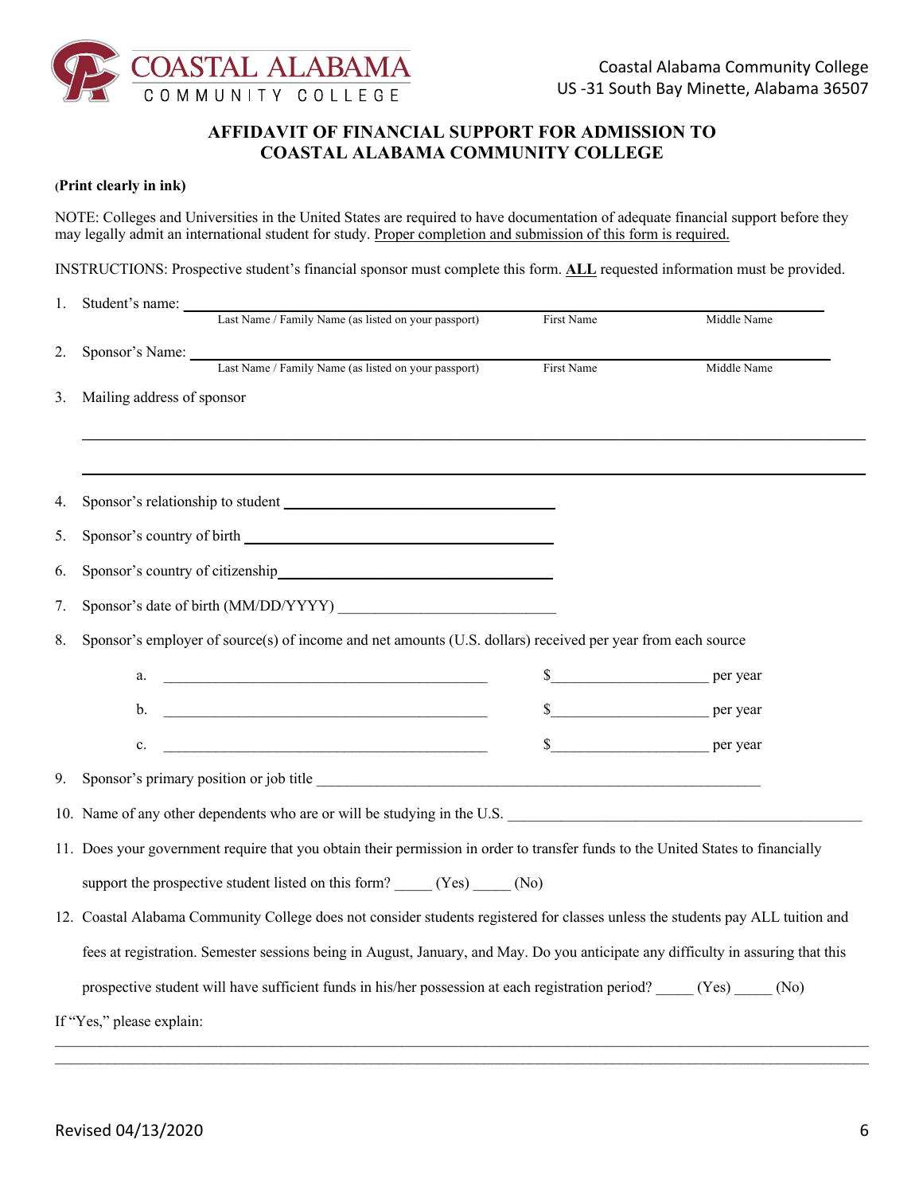Coastal Alabama Community College
US -31 South Bay Minette, Alabama 36507

# AFFIDAVIT OF FINANCIAL SUPPORT FOR ADMISSION TO COASTAL ALABAMA COMMUNITY COLLEGE

**(Print clearly in ink)**

NOTE: Colleges and Universities in the United States are required to have documentation of adequate financial support before they may legally admit an international student for study. Proper completion and submission of this form is required.

INSTRUCTIONS: Prospective student's financial sponsor must complete this form. **ALL** requested information must be provided.

1. Student's name: ____________________________________________
   Last Name / Family Name (as listed on your passport) — First Name — Middle Name

2. Sponsor's Name: ____________________________________________
   Last Name / Family Name (as listed on your passport) — First Name — Middle Name

3. Mailing address of sponsor
   ____________________________________________
   ____________________________________________

4. Sponsor's relationship to student ____________________

5. Sponsor's country of birth ____________________

6. Sponsor's country of citizenship____________________

7. Sponsor's date of birth (MM/DD/YYYY) ____________________

8. Sponsor's employer of source(s) of income and net amounts (U.S. dollars) received per year from each source
   a. ______________________________ $____________ per year
   b. ______________________________ $____________ per year
   c. ______________________________ $____________ per year

9. Sponsor's primary position or job title ____________________

10. Name of any other dependents who are or will be studying in the U.S. ____________________

11. Does your government require that you obtain their permission in order to transfer funds to the United States to financially support the prospective student listed on this form? _____ (Yes) _____ (No)

12. Coastal Alabama Community College does not consider students registered for classes unless the students pay ALL tuition and fees at registration. Semester sessions being in August, January, and May. Do you anticipate any difficulty in assuring that this prospective student will have sufficient funds in his/her possession at each registration period? _____ (Yes) _____ (No)

If "Yes," please explain:
____________________________________________
____________________________________________

Revised 04/13/2020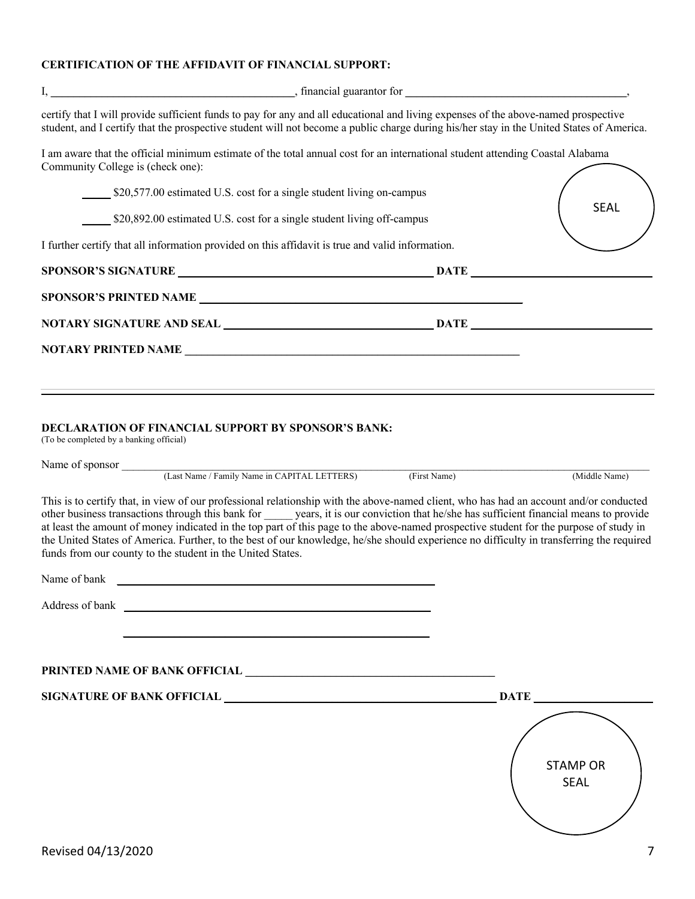**CERTIFICATION OF THE AFFIDAVIT OF FINANCIAL SUPPORT:**

I, ___________________________________________, financial guarantor for _______________________________________,

certify that I will provide sufficient funds to pay for any and all educational and living expenses of the above-named prospective student, and I certify that the prospective student will not become a public charge during his/her stay in the United States of America.

I am aware that the official minimum estimate of the total annual cost for an international student attending Coastal Alabama Community College is (check one):

_____ $20,577.00 estimated U.S. cost for a single student living on-campus

_____ $20,892.00 estimated U.S. cost for a single student living off-campus

SEAL

I further certify that all information provided on this affidavit is true and valid information.

**SPONSOR'S SIGNATURE** ___________________________________________ **DATE** ______________________________

**SPONSOR'S PRINTED NAME** _________________________________________________________

**NOTARY SIGNATURE AND SEAL** ___________________________________ **DATE** ______________________________

**NOTARY PRINTED NAME** ___________________________________________________________

---

**DECLARATION OF FINANCIAL SUPPORT BY SPONSOR'S BANK:**

(To be completed by a banking official)

Name of sponsor ________________________________________________________________________________________

(Last Name / Family Name in CAPITAL LETTERS) (First Name) (Middle Name)

This is to certify that, in view of our professional relationship with the above-named client, who has had an account and/or conducted other business transactions through this bank for _____ years, it is our conviction that he/she has sufficient financial means to provide at least the amount of money indicated in the top part of this page to the above-named prospective student for the purpose of study in the United States of America. Further, to the best of our knowledge, he/she should experience no difficulty in transferring the required funds from our county to the student in the United States.

Name of bank ____________________________________________________

Address of bank ____________________________________________________

____________________________________________________

**PRINTED NAME OF BANK OFFICIAL** __________________________________________

**SIGNATURE OF BANK OFFICIAL** _______________________________________________ **DATE** ____________________

STAMP OR SEAL

Revised 04/13/2020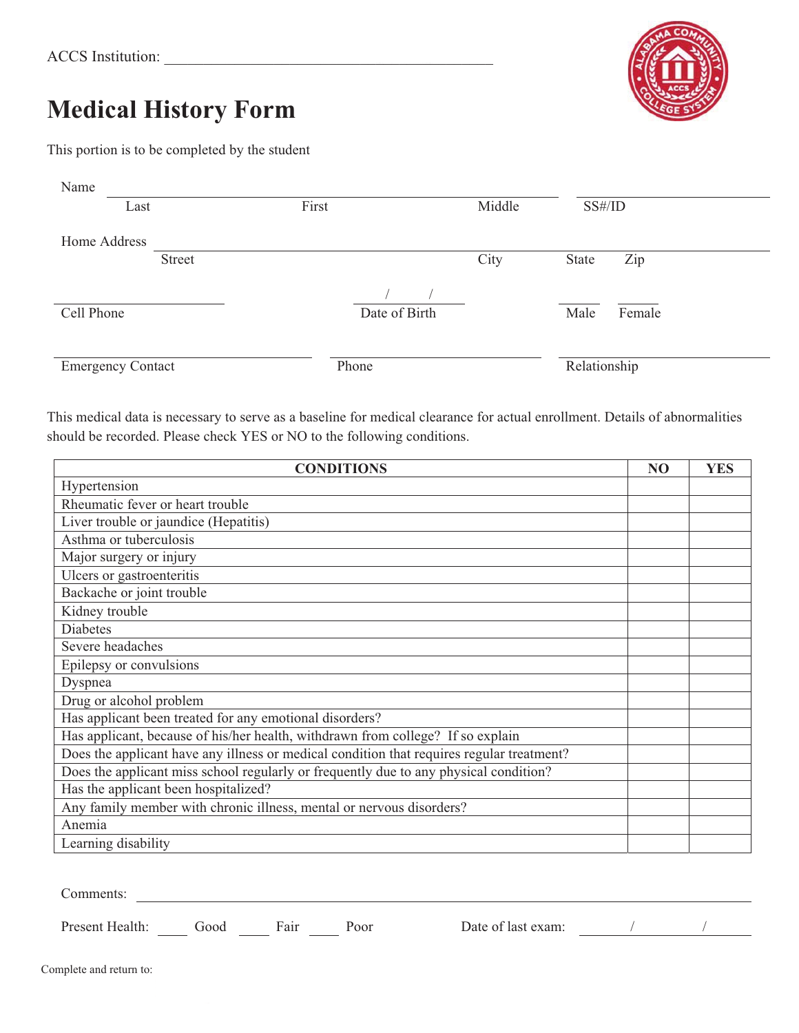ACCS Institution: ___________________________________________

# Medical History Form

This portion is to be completed by the student

Name ______________________________________________________________ ____________________

Last First Middle SS#/ID

Home Address ______________________________________________________________________

Street City State Zip

____________________ ___/___/___ ____ ____

Cell Phone Date of Birth Male Female

______________________________ ______________________________ ______________________________

Emergency Contact Phone Relationship

This medical data is necessary to serve as a baseline for medical clearance for actual enrollment. Details of abnormalities should be recorded. Please check YES or NO to the following conditions.

| CONDITIONS | NO | YES |
|---|---|---|
| Hypertension | | |
| Rheumatic fever or heart trouble | | |
| Liver trouble or jaundice (Hepatitis) | | |
| Asthma or tuberculosis | | |
| Major surgery or injury | | |
| Ulcers or gastroenteritis | | |
| Backache or joint trouble | | |
| Kidney trouble | | |
| Diabetes | | |
| Severe headaches | | |
| Epilepsy or convulsions | | |
| Dyspnea | | |
| Drug or alcohol problem | | |
| Has applicant been treated for any emotional disorders? | | |
| Has applicant, because of his/her health, withdrawn from college? If so explain | | |
| Does the applicant have any illness or medical condition that requires regular treatment? | | |
| Does the applicant miss school regularly or frequently due to any physical condition? | | |
| Has the applicant been hospitalized? | | |
| Any family member with chronic illness, mental or nervous disorders? | | |
| Anemia | | |
| Learning disability | | |

Comments: ______________________________________________________________________

Present Health: ____ Good ____ Fair ____ Poor Date of last exam: ____/____/____

Complete and return to: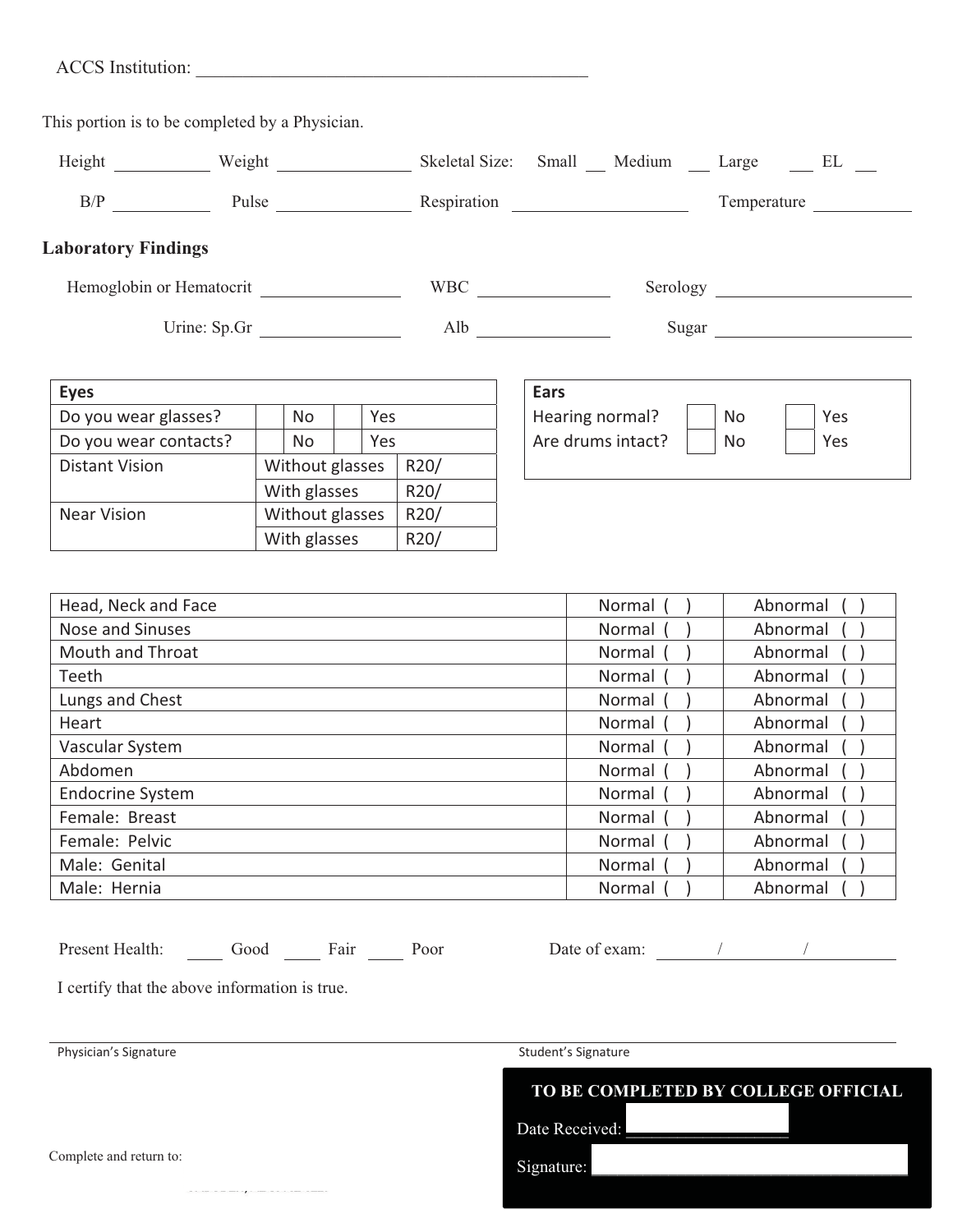ACCS Institution: ___________________________________________

This portion is to be completed by a Physician.

Height ___________ Weight _______________ Skeletal Size: Small __ Medium __ Large __ EL __

B/P ___________ Pulse _______________ Respiration ___________________ Temperature ___________

**Laboratory Findings**

Hemoglobin or Hematocrit _______________ WBC _______________ Serology _____________________

Urine: Sp.Gr _______________ Alb _______________ Sugar _____________________

| Eyes | | | | |
|---|---|---|---|---|
| Do you wear glasses? | | No | | Yes |
| Do you wear contacts? | | No | | Yes |
| Distant Vision | Without glasses | | R20/ | |
| | With glasses | | R20/ | |
| Near Vision | Without glasses | | R20/ | |
| | With glasses | | R20/ | |

| Ears | | | | |
|---|---|---|---|---|
| Hearing normal? | | No | | Yes |
| Are drums intact? | | No | | Yes |

| | | |
|---|---|---|
| Head, Neck and Face | Normal ( ) | Abnormal ( ) |
| Nose and Sinuses | Normal ( ) | Abnormal ( ) |
| Mouth and Throat | Normal ( ) | Abnormal ( ) |
| Teeth | Normal ( ) | Abnormal ( ) |
| Lungs and Chest | Normal ( ) | Abnormal ( ) |
| Heart | Normal ( ) | Abnormal ( ) |
| Vascular System | Normal ( ) | Abnormal ( ) |
| Abdomen | Normal ( ) | Abnormal ( ) |
| Endocrine System | Normal ( ) | Abnormal ( ) |
| Female: Breast | Normal ( ) | Abnormal ( ) |
| Female: Pelvic | Normal ( ) | Abnormal ( ) |
| Male: Genital | Normal ( ) | Abnormal ( ) |
| Male: Hernia | Normal ( ) | Abnormal ( ) |

Present Health: ____ Good ____ Fair ____ Poor Date of exam: _______/_________/__________

I certify that the above information is true.

_______________________________________________________________________________

Physician's Signature Student's Signature

**TO BE COMPLETED BY COLLEGE OFFICIAL**

Date Received: ____________________

Signature: ________________________________

Complete and return to: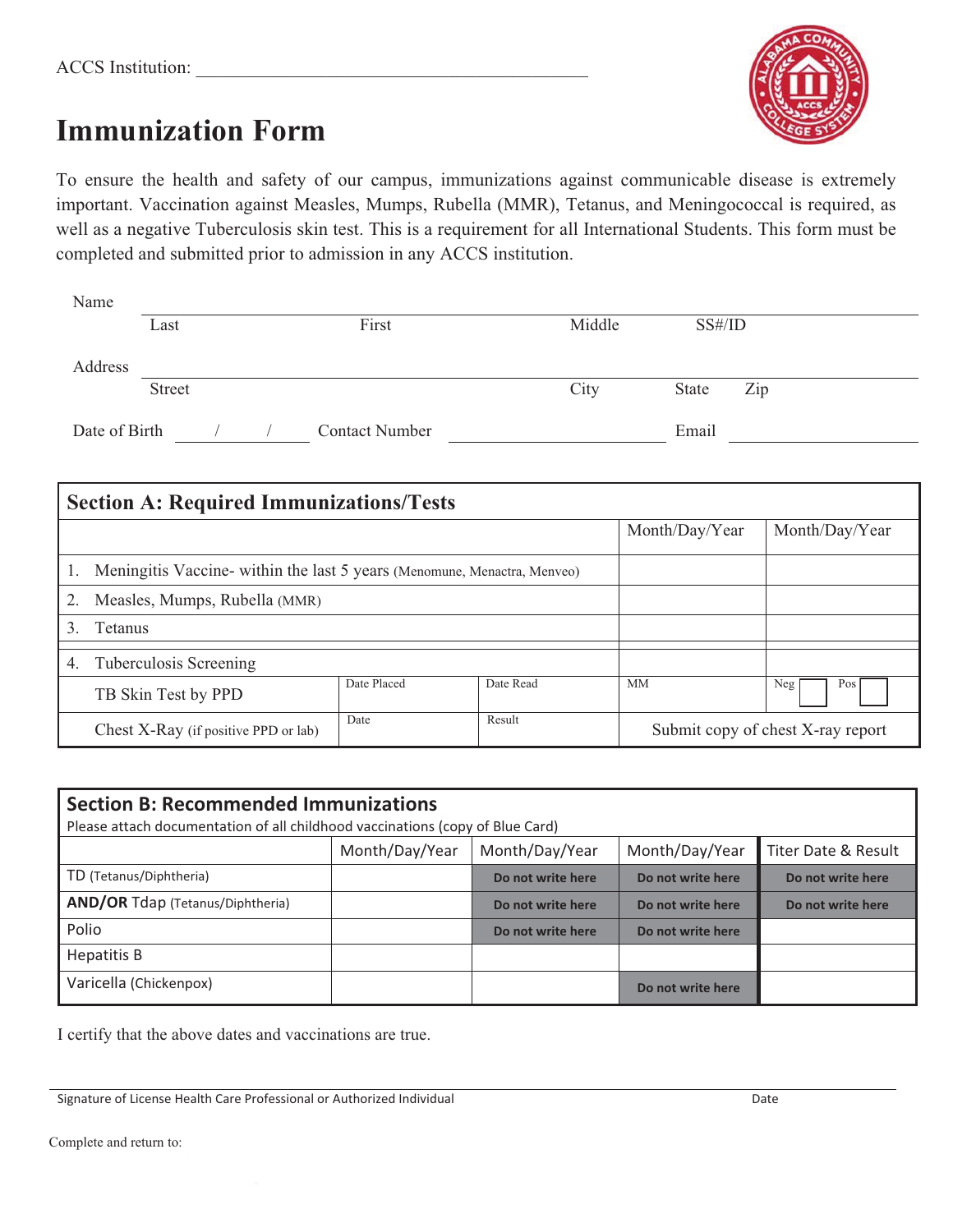ACCS Institution: ___________________________________________

# Immunization Form

To ensure the health and safety of our campus, immunizations against communicable disease is extremely important. Vaccination against Measles, Mumps, Rubella (MMR), Tetanus, and Meningococcal is required, as well as a negative Tuberculosis skin test. This is a requirement for all International Students. This form must be completed and submitted prior to admission in any ACCS institution.

Name ______________________________________________________________
Last First Middle SS#/ID

Address ______________________________________________________________
Street City State Zip

Date of Birth ____/____/____ Contact Number ____________________ Email ____________________

| **Section A: Required Immunizations/Tests** | | | | |
|---|---|---|---|---|
| | | | Month/Day/Year | Month/Day/Year |
| 1. Meningitis Vaccine- within the last 5 years (Menomune, Menactra, Menveo) | | | | |
| 2. Measles, Mumps, Rubella (MMR) | | | | |
| 3. Tetanus | | | | |
| 4. Tuberculosis Screening | | | | |
| TB Skin Test by PPD | Date Placed | Date Read | MM | Neg ☐ Pos ☐ |
| Chest X-Ray (if positive PPD or lab) | Date | Result | Submit copy of chest X-ray report | |

| **Section B: Recommended Immunizations**<br>Please attach documentation of all childhood vaccinations (copy of Blue Card) | | | | |
|---|---|---|---|---|
| | Month/Day/Year | Month/Day/Year | Month/Day/Year | Titer Date & Result |
| TD (Tetanus/Diphtheria) | | Do not write here | Do not write here | Do not write here |
| **AND/OR** Tdap (Tetanus/Diphtheria) | | Do not write here | Do not write here | Do not write here |
| Polio | | Do not write here | Do not write here | |
| Hepatitis B | | | | |
| Varicella (Chickenpox) | | | Do not write here | |

I certify that the above dates and vaccinations are true.

______________________________________________________________

Signature of License Health Care Professional or Authorized Individual Date

Complete and return to: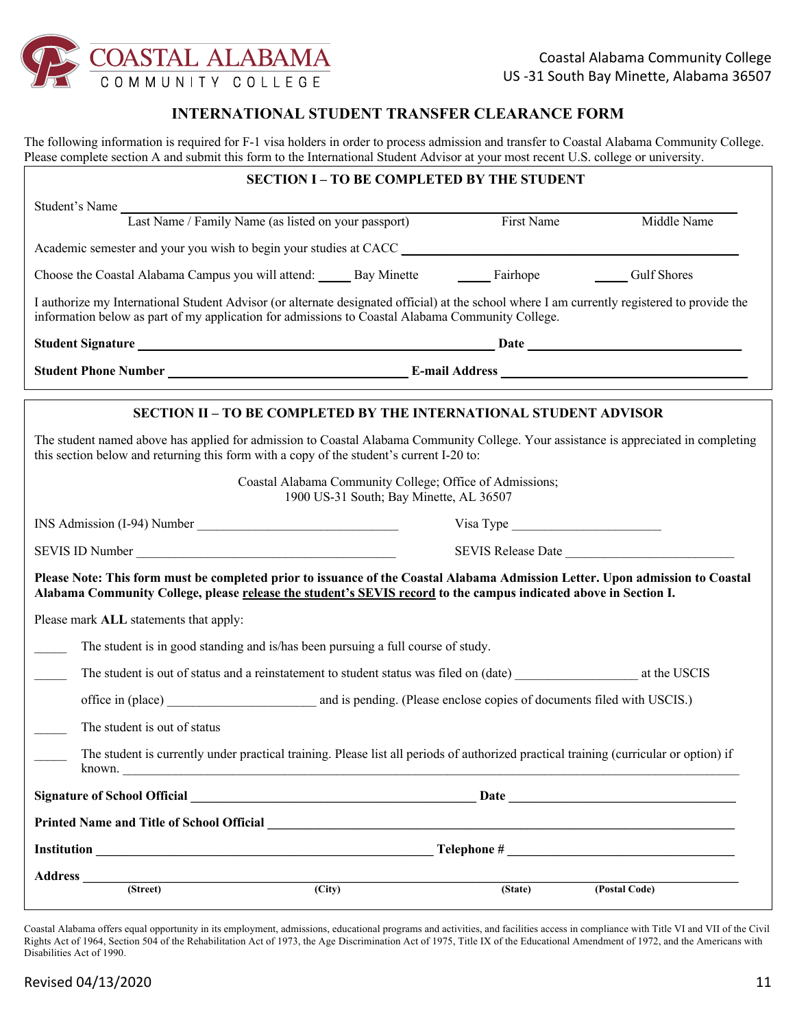COASTAL ALABAMA
COMMUNITY COLLEGE

Coastal Alabama Community College
US -31 South Bay Minette, Alabama 36507

# INTERNATIONAL STUDENT TRANSFER CLEARANCE FORM

The following information is required for F-1 visa holders in order to process admission and transfer to Coastal Alabama Community College. Please complete section A and submit this form to the International Student Advisor at your most recent U.S. college or university.

## SECTION I – TO BE COMPLETED BY THE STUDENT

Student's Name ______________________________________________________________
Last Name / Family Name (as listed on your passport) First Name Middle Name

Academic semester and your you wish to begin your studies at CACC ______________________________

Choose the Coastal Alabama Campus you will attend: _____ Bay Minette _____ Fairhope _____ Gulf Shores

I authorize my International Student Advisor (or alternate designated official) at the school where I am currently registered to provide the information below as part of my application for admissions to Coastal Alabama Community College.

**Student Signature** ______________________________ **Date** ______________________

**Student Phone Number** ______________________________ **E-mail Address** ______________________

## SECTION II – TO BE COMPLETED BY THE INTERNATIONAL STUDENT ADVISOR

The student named above has applied for admission to Coastal Alabama Community College. Your assistance is appreciated in completing this section below and returning this form with a copy of the student's current I-20 to:

Coastal Alabama Community College; Office of Admissions;
1900 US-31 South; Bay Minette, AL 36507

INS Admission (I-94) Number ______________________________ Visa Type ______________________

SEVIS ID Number ______________________________ SEVIS Release Date ______________________

**Please Note: This form must be completed prior to issuance of the Coastal Alabama Admission Letter. Upon admission to Coastal Alabama Community College, please release the student's SEVIS record to the campus indicated above in Section I.**

Please mark **ALL** statements that apply:

_____ The student is in good standing and is/has been pursuing a full course of study.

_____ The student is out of status and a reinstatement to student status was filed on (date) __________________ at the USCIS office in (place) ______________________ and is pending. (Please enclose copies of documents filed with USCIS.)

_____ The student is out of status

_____ The student is currently under practical training. Please list all periods of authorized practical training (curricular or option) if known. ______________________________________________________________

**Signature of School Official** ______________________________ **Date** ______________________

**Printed Name and Title of School Official** ______________________________________________

**Institution** ______________________________ **Telephone #** ______________________

**Address** ______________________________________________________________
**(Street)** **(City)** **(State)** **(Postal Code)**

Coastal Alabama offers equal opportunity in its employment, admissions, educational programs and activities, and facilities access in compliance with Title VI and VII of the Civil Rights Act of 1964, Section 504 of the Rehabilitation Act of 1973, the Age Discrimination Act of 1975, Title IX of the Educational Amendment of 1972, and the Americans with Disabilities Act of 1990.

Revised 04/13/2020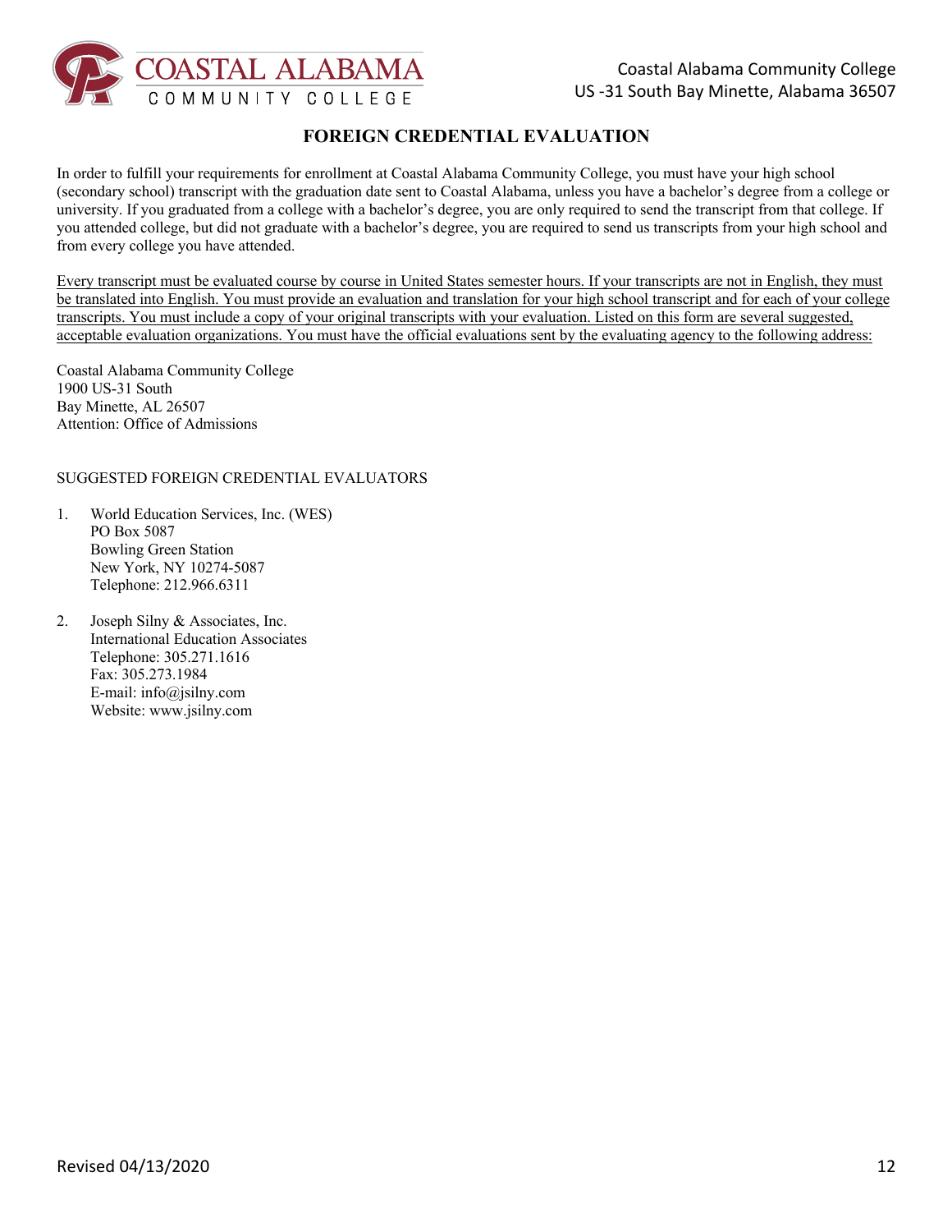# FOREIGN CREDENTIAL EVALUATION

In order to fulfill your requirements for enrollment at Coastal Alabama Community College, you must have your high school (secondary school) transcript with the graduation date sent to Coastal Alabama, unless you have a bachelor's degree from a college or university. If you graduated from a college with a bachelor's degree, you are only required to send the transcript from that college. If you attended college, but did not graduate with a bachelor's degree, you are required to send us transcripts from your high school and from every college you have attended.

Every transcript must be evaluated course by course in United States semester hours. If your transcripts are not in English, they must be translated into English. You must provide an evaluation and translation for your high school transcript and for each of your college transcripts. You must include a copy of your original transcripts with your evaluation. Listed on this form are several suggested, acceptable evaluation organizations. You must have the official evaluations sent by the evaluating agency to the following address:

Coastal Alabama Community College
1900 US-31 South
Bay Minette, AL 26507
Attention: Office of Admissions

SUGGESTED FOREIGN CREDENTIAL EVALUATORS

1. World Education Services, Inc. (WES)
   PO Box 5087
   Bowling Green Station
   New York, NY 10274-5087
   Telephone: 212.966.6311

2. Joseph Silny & Associates, Inc.
   International Education Associates
   Telephone: 305.271.1616
   Fax: 305.273.1984
   E-mail: info@jsilny.com
   Website: www.jsilny.com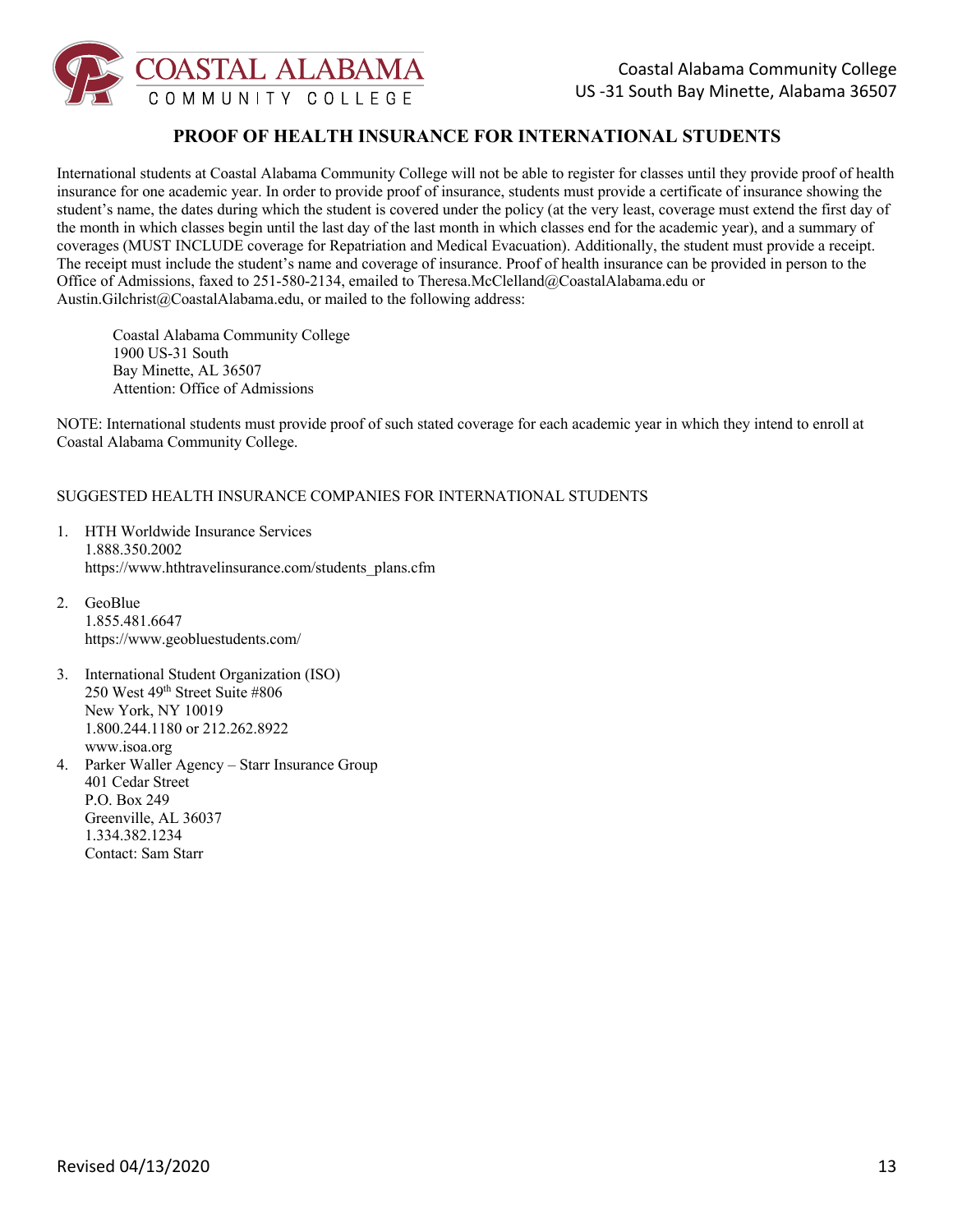Coastal Alabama Community College
US -31 South Bay Minette, Alabama 36507

## PROOF OF HEALTH INSURANCE FOR INTERNATIONAL STUDENTS

International students at Coastal Alabama Community College will not be able to register for classes until they provide proof of health insurance for one academic year. In order to provide proof of insurance, students must provide a certificate of insurance showing the student's name, the dates during which the student is covered under the policy (at the very least, coverage must extend the first day of the month in which classes begin until the last day of the last month in which classes end for the academic year), and a summary of coverages (MUST INCLUDE coverage for Repatriation and Medical Evacuation). Additionally, the student must provide a receipt. The receipt must include the student's name and coverage of insurance. Proof of health insurance can be provided in person to the Office of Admissions, faxed to 251-580-2134, emailed to Theresa.McClelland@CoastalAlabama.edu or Austin.Gilchrist@CoastalAlabama.edu, or mailed to the following address:

Coastal Alabama Community College
1900 US-31 South
Bay Minette, AL 36507
Attention: Office of Admissions

NOTE: International students must provide proof of such stated coverage for each academic year in which they intend to enroll at Coastal Alabama Community College.

SUGGESTED HEALTH INSURANCE COMPANIES FOR INTERNATIONAL STUDENTS

1. HTH Worldwide Insurance Services
   1.888.350.2002
   https://www.hthtravelinsurance.com/students_plans.cfm

2. GeoBlue
   1.855.481.6647
   https://www.geobluestudents.com/

3. International Student Organization (ISO)
   250 West 49th Street Suite #806
   New York, NY 10019
   1.800.244.1180 or 212.262.8922
   www.isoa.org

4. Parker Waller Agency – Starr Insurance Group
   401 Cedar Street
   P.O. Box 249
   Greenville, AL 36037
   1.334.382.1234
   Contact: Sam Starr

Revised 04/13/2020